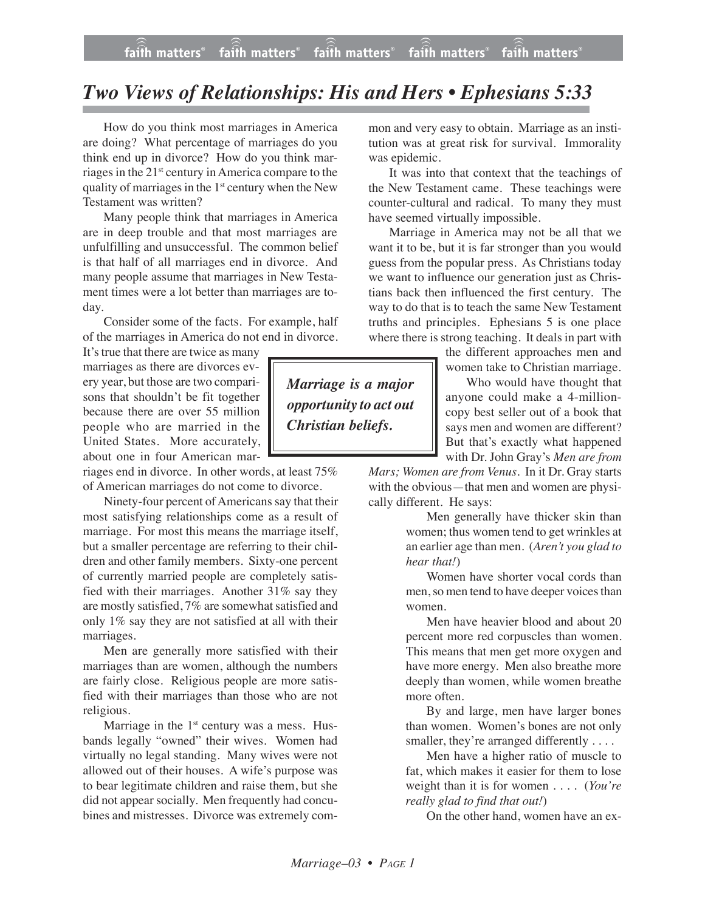# Two Views of Relationships: His and Hers • Ephesians 5:33

How do you think most marriages in America are doing? What percentage of marriages do you think end up in divorce? How do you think marriages in the 21st century in America compare to the quality of marriages in the 1st century when the New Testament was written?

Many people think that marriages in America are in deep trouble and that most marriages are unfulfilling and unsuccessful. The common belief is that half of all marriages end in divorce. And many people assume that marriages in New Testament times were a lot better than marriages are today.

Consider some of the facts. For example, half of the marriages in America do not end in divorce. It's true that there are twice as many marriages as there are divorces every year, but those are two comparisons that shouldn't be fit together because there are over 55 million people who are married in the United States. More accurately, about one in four American marriages end in divorce. In other words, at least 75% of American marriages do not come to divorce.

*Marriage is a major opportunity to act out Christian beliefs.*

Ninety-four percent of Americans say that their most satisfying relationships come as a result of marriage. For most this means the marriage itself, but a smaller percentage are referring to their children and other family members. Sixty-one percent of currently married people are completely satisfied with their marriages. Another 31% say they are mostly satisfied, 7% are somewhat satisfied and only 1% say they are not satisfied at all with their marriages.

Men are generally more satisfied with their marriages than are women, although the numbers are fairly close. Religious people are more satisfied with their marriages than those who are not religious.

Marriage in the 1st century was a mess. Husbands legally "owned" their wives. Women had virtually no legal standing. Many wives were not allowed out of their houses. A wife's purpose was to bear legitimate children and raise them, but she did not appear socially. Men frequently had concubines and mistresses. Divorce was extremely common and very easy to obtain. Marriage as an institution was at great risk for survival. Immorality was epidemic.

It was into that context that the teachings of the New Testament came. These teachings were counter-cultural and radical. To many they must have seemed virtually impossible.

Marriage in America may not be all that we want it to be, but it is far stronger than you would guess from the popular press. As Christians today we want to influence our generation just as Christians back then influenced the first century. The way to do that is to teach the same New Testament truths and principles. Ephesians 5 is one place where there is strong teaching. It deals in part with the different approaches men and women take to Christian marriage.

Who would have thought that anyone could make a 4-million-copy best seller out of a book that says men and women are different? But that's exactly what happened with Dr. John Gray's *Men are from Mars; Women are from Venus*. In it Dr. Gray starts with the obvious—that men and women are physically different. He says:

> Men generally have thicker skin than women; thus women tend to get wrinkles at an earlier age than men. (*Aren't you glad to hear that!*)
>
> Women have shorter vocal cords than men, so men tend to have deeper voices than women.
>
> Men have heavier blood and about 20 percent more red corpuscles than women. This means that men get more oxygen and have more energy. Men also breathe more deeply than women, while women breathe more often.
>
> By and large, men have larger bones than women. Women's bones are not only smaller, they're arranged differently . . . .
>
> Men have a higher ratio of muscle to fat, which makes it easier for them to lose weight than it is for women . . . . (*You're really glad to find that out!*)
>
> On the other hand, women have an ex-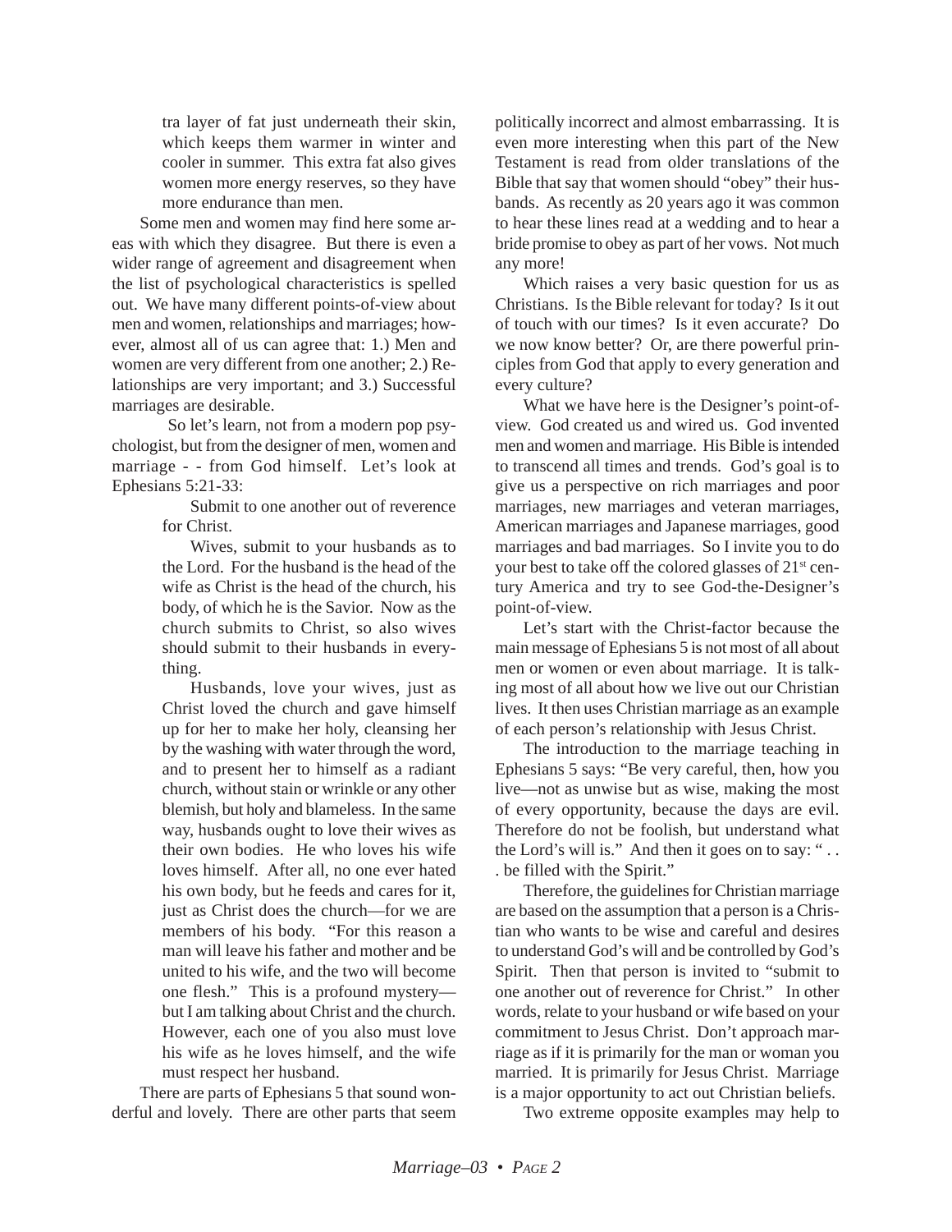tra layer of fat just underneath their skin, which keeps them warmer in winter and cooler in summer. This extra fat also gives women more energy reserves, so they have more endurance than men.

Some men and women may find here some areas with which they disagree. But there is even a wider range of agreement and disagreement when the list of psychological characteristics is spelled out. We have many different points-of-view about men and women, relationships and marriages; however, almost all of us can agree that: 1.) Men and women are very different from one another; 2.) Relationships are very important; and 3.) Successful marriages are desirable.

So let's learn, not from a modern pop psychologist, but from the designer of men, women and marriage - - from God himself. Let's look at Ephesians 5:21-33:

> Submit to one another out of reverence for Christ.
>
> Wives, submit to your husbands as to the Lord. For the husband is the head of the wife as Christ is the head of the church, his body, of which he is the Savior. Now as the church submits to Christ, so also wives should submit to their husbands in everything.
>
> Husbands, love your wives, just as Christ loved the church and gave himself up for her to make her holy, cleansing her by the washing with water through the word, and to present her to himself as a radiant church, without stain or wrinkle or any other blemish, but holy and blameless. In the same way, husbands ought to love their wives as their own bodies. He who loves his wife loves himself. After all, no one ever hated his own body, but he feeds and cares for it, just as Christ does the church—for we are members of his body. "For this reason a man will leave his father and mother and be united to his wife, and the two will become one flesh." This is a profound mystery—but I am talking about Christ and the church. However, each one of you also must love his wife as he loves himself, and the wife must respect her husband.

There are parts of Ephesians 5 that sound wonderful and lovely. There are other parts that seem politically incorrect and almost embarrassing. It is even more interesting when this part of the New Testament is read from older translations of the Bible that say that women should "obey" their husbands. As recently as 20 years ago it was common to hear these lines read at a wedding and to hear a bride promise to obey as part of her vows. Not much any more!

Which raises a very basic question for us as Christians. Is the Bible relevant for today? Is it out of touch with our times? Is it even accurate? Do we now know better? Or, are there powerful principles from God that apply to every generation and every culture?

What we have here is the Designer's point-of-view. God created us and wired us. God invented men and women and marriage. His Bible is intended to transcend all times and trends. God's goal is to give us a perspective on rich marriages and poor marriages, new marriages and veteran marriages, American marriages and Japanese marriages, good marriages and bad marriages. So I invite you to do your best to take off the colored glasses of 21st century America and try to see God-the-Designer's point-of-view.

Let's start with the Christ-factor because the main message of Ephesians 5 is not most of all about men or women or even about marriage. It is talking most of all about how we live out our Christian lives. It then uses Christian marriage as an example of each person's relationship with Jesus Christ.

The introduction to the marriage teaching in Ephesians 5 says: "Be very careful, then, how you live—not as unwise but as wise, making the most of every opportunity, because the days are evil. Therefore do not be foolish, but understand what the Lord's will is." And then it goes on to say: ". . . be filled with the Spirit."

Therefore, the guidelines for Christian marriage are based on the assumption that a person is a Christian who wants to be wise and careful and desires to understand God's will and be controlled by God's Spirit. Then that person is invited to "submit to one another out of reverence for Christ." In other words, relate to your husband or wife based on your commitment to Jesus Christ. Don't approach marriage as if it is primarily for the man or woman you married. It is primarily for Jesus Christ. Marriage is a major opportunity to act out Christian beliefs.

Two extreme opposite examples may help to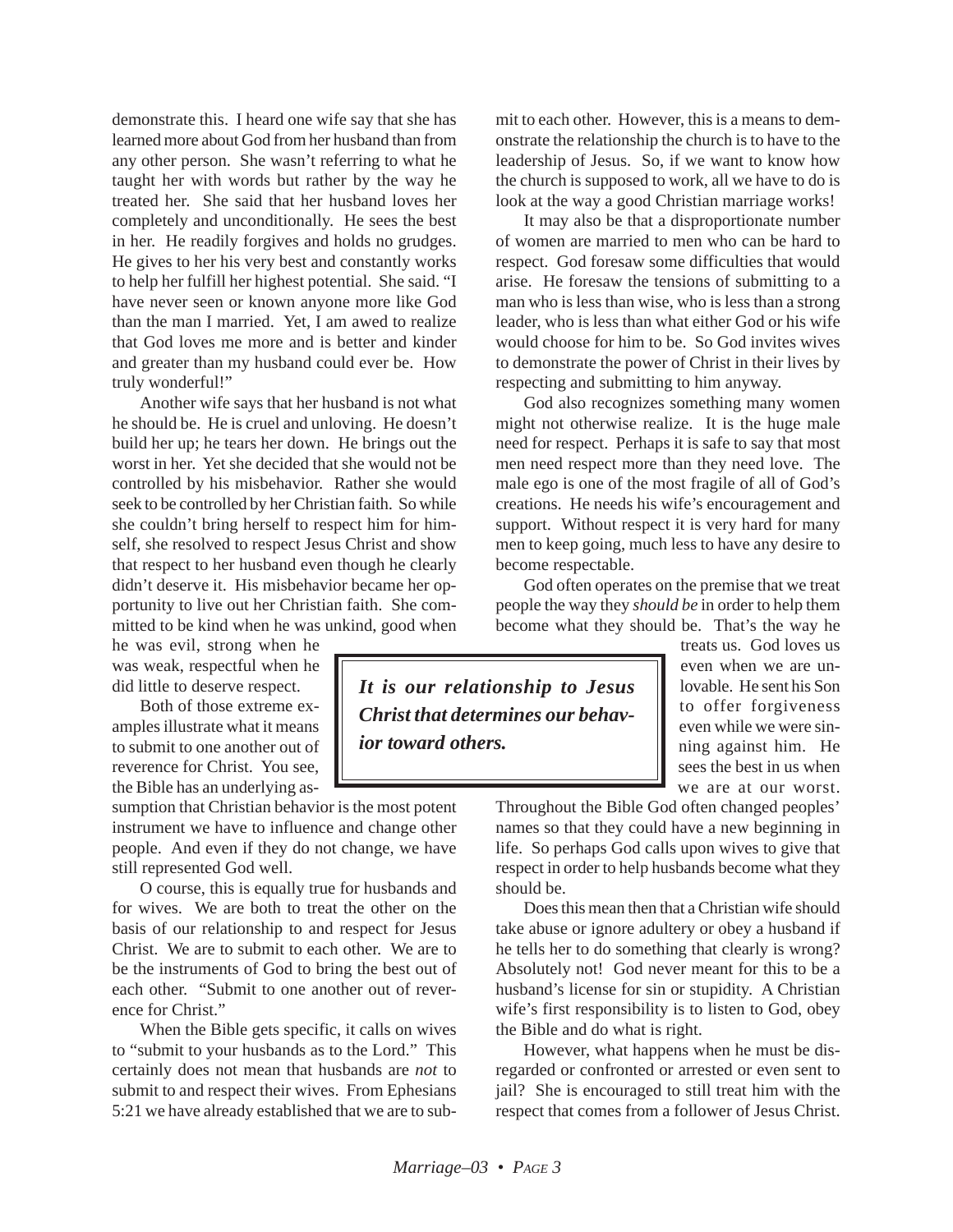demonstrate this. I heard one wife say that she has learned more about God from her husband than from any other person. She wasn't referring to what he taught her with words but rather by the way he treated her. She said that her husband loves her completely and unconditionally. He sees the best in her. He readily forgives and holds no grudges. He gives to her his very best and constantly works to help her fulfill her highest potential. She said. "I have never seen or known anyone more like God than the man I married. Yet, I am awed to realize that God loves me more and is better and kinder and greater than my husband could ever be. How truly wonderful!"

Another wife says that her husband is not what he should be. He is cruel and unloving. He doesn't build her up; he tears her down. He brings out the worst in her. Yet she decided that she would not be controlled by his misbehavior. Rather she would seek to be controlled by her Christian faith. So while she couldn't bring herself to respect him for himself, she resolved to respect Jesus Christ and show that respect to her husband even though he clearly didn't deserve it. His misbehavior became her opportunity to live out her Christian faith. She committed to be kind when he was unkind, good when he was evil, strong when he was weak, respectful when he did little to deserve respect.

Both of those extreme examples illustrate what it means to submit to one another out of reverence for Christ. You see, the Bible has an underlying assumption that Christian behavior is the most potent instrument we have to influence and change other people. And even if they do not change, we have still represented God well.

O course, this is equally true for husbands and for wives. We are both to treat the other on the basis of our relationship to and respect for Jesus Christ. We are to submit to each other. We are to be the instruments of God to bring the best out of each other. "Submit to one another out of reverence for Christ."

When the Bible gets specific, it calls on wives to "submit to your husbands as to the Lord." This certainly does not mean that husbands are *not* to submit to and respect their wives. From Ephesians 5:21 we have already established that we are to submit to each other. However, this is a means to demonstrate the relationship the church is to have to the leadership of Jesus. So, if we want to know how the church is supposed to work, all we have to do is look at the way a good Christian marriage works!

It may also be that a disproportionate number of women are married to men who can be hard to respect. God foresaw some difficulties that would arise. He foresaw the tensions of submitting to a man who is less than wise, who is less than a strong leader, who is less than what either God or his wife would choose for him to be. So God invites wives to demonstrate the power of Christ in their lives by respecting and submitting to him anyway.

God also recognizes something many women might not otherwise realize. It is the huge male need for respect. Perhaps it is safe to say that most men need respect more than they need love. The male ego is one of the most fragile of all of God's creations. He needs his wife's encouragement and support. Without respect it is very hard for many men to keep going, much less to have any desire to become respectable.

God often operates on the premise that we treat people the way they *should be* in order to help them become what they should be. That's the way he treats us. God loves us even when we are unlovable. He sent his Son to offer forgiveness even while we were sinning against him. He sees the best in us when we are at our worst. Throughout the Bible God often changed peoples' names so that they could have a new beginning in life. So perhaps God calls upon wives to give that respect in order to help husbands become what they should be.

> ***It is our relationship to Jesus Christ that determines our behavior toward others.***

Does this mean then that a Christian wife should take abuse or ignore adultery or obey a husband if he tells her to do something that clearly is wrong? Absolutely not! God never meant for this to be a husband's license for sin or stupidity. A Christian wife's first responsibility is to listen to God, obey the Bible and do what is right.

However, what happens when he must be disregarded or confronted or arrested or even sent to jail? She is encouraged to still treat him with the respect that comes from a follower of Jesus Christ.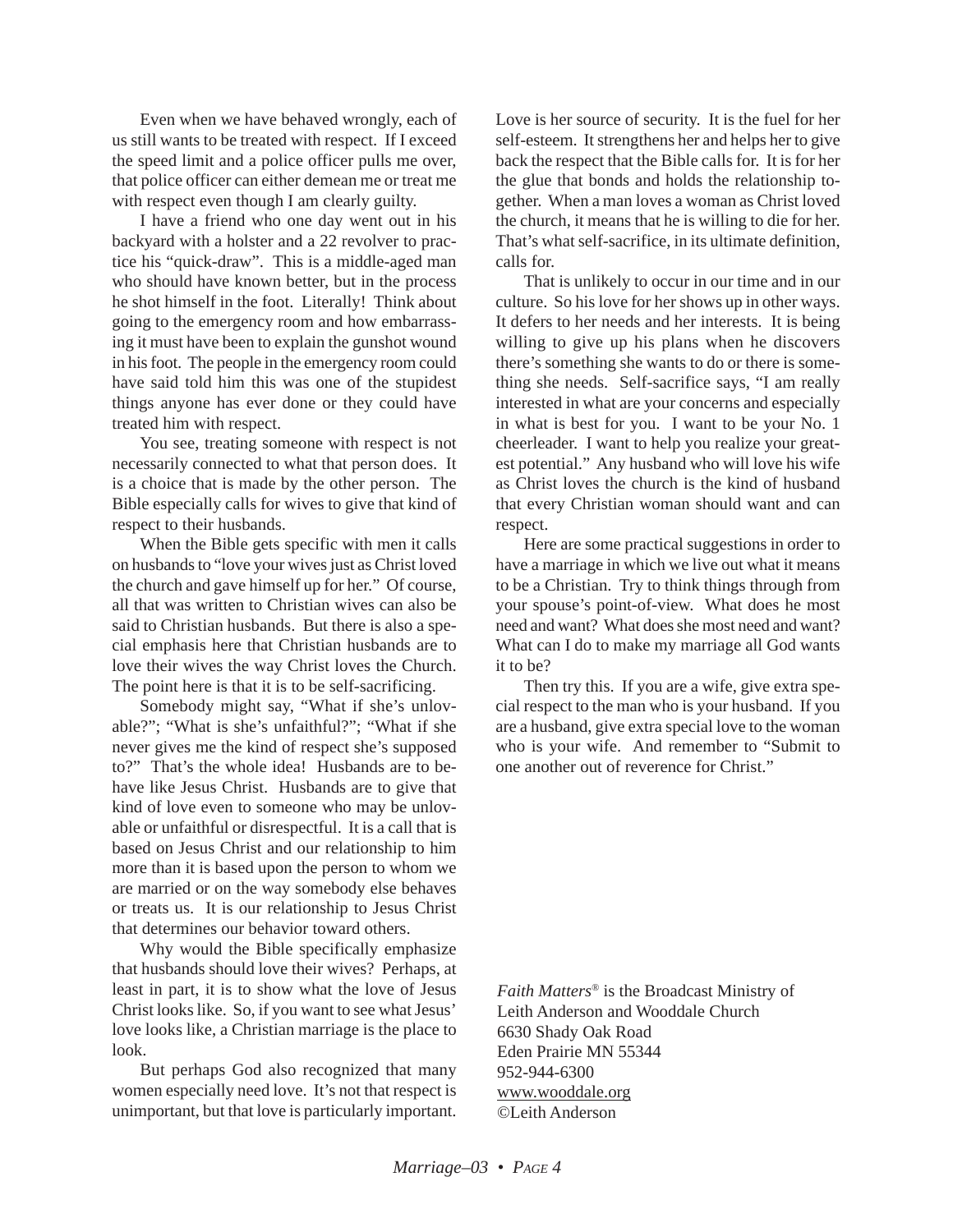Even when we have behaved wrongly, each of us still wants to be treated with respect. If I exceed the speed limit and a police officer pulls me over, that police officer can either demean me or treat me with respect even though I am clearly guilty.

I have a friend who one day went out in his backyard with a holster and a 22 revolver to practice his "quick-draw". This is a middle-aged man who should have known better, but in the process he shot himself in the foot. Literally! Think about going to the emergency room and how embarrassing it must have been to explain the gunshot wound in his foot. The people in the emergency room could have said told him this was one of the stupidest things anyone has ever done or they could have treated him with respect.

You see, treating someone with respect is not necessarily connected to what that person does. It is a choice that is made by the other person. The Bible especially calls for wives to give that kind of respect to their husbands.

When the Bible gets specific with men it calls on husbands to "love your wives just as Christ loved the church and gave himself up for her." Of course, all that was written to Christian wives can also be said to Christian husbands. But there is also a special emphasis here that Christian husbands are to love their wives the way Christ loves the Church. The point here is that it is to be self-sacrificing.

Somebody might say, "What if she's unlovable?"; "What is she's unfaithful?"; "What if she never gives me the kind of respect she's supposed to?" That's the whole idea! Husbands are to behave like Jesus Christ. Husbands are to give that kind of love even to someone who may be unlovable or unfaithful or disrespectful. It is a call that is based on Jesus Christ and our relationship to him more than it is based upon the person to whom we are married or on the way somebody else behaves or treats us. It is our relationship to Jesus Christ that determines our behavior toward others.

Why would the Bible specifically emphasize that husbands should love their wives? Perhaps, at least in part, it is to show what the love of Jesus Christ looks like. So, if you want to see what Jesus' love looks like, a Christian marriage is the place to look.

But perhaps God also recognized that many women especially need love. It's not that respect is unimportant, but that love is particularly important. Love is her source of security. It is the fuel for her self-esteem. It strengthens her and helps her to give back the respect that the Bible calls for. It is for her the glue that bonds and holds the relationship together. When a man loves a woman as Christ loved the church, it means that he is willing to die for her. That's what self-sacrifice, in its ultimate definition, calls for.

That is unlikely to occur in our time and in our culture. So his love for her shows up in other ways. It defers to her needs and her interests. It is being willing to give up his plans when he discovers there's something she wants to do or there is something she needs. Self-sacrifice says, "I am really interested in what are your concerns and especially in what is best for you. I want to be your No. 1 cheerleader. I want to help you realize your greatest potential." Any husband who will love his wife as Christ loves the church is the kind of husband that every Christian woman should want and can respect.

Here are some practical suggestions in order to have a marriage in which we live out what it means to be a Christian. Try to think things through from your spouse's point-of-view. What does he most need and want? What does she most need and want? What can I do to make my marriage all God wants it to be?

Then try this. If you are a wife, give extra special respect to the man who is your husband. If you are a husband, give extra special love to the woman who is your wife. And remember to "Submit to one another out of reverence for Christ."

*Faith Matters*® is the Broadcast Ministry of
Leith Anderson and Wooddale Church
6630 Shady Oak Road
Eden Prairie MN 55344
952-944-6300
www.wooddale.org
©Leith Anderson